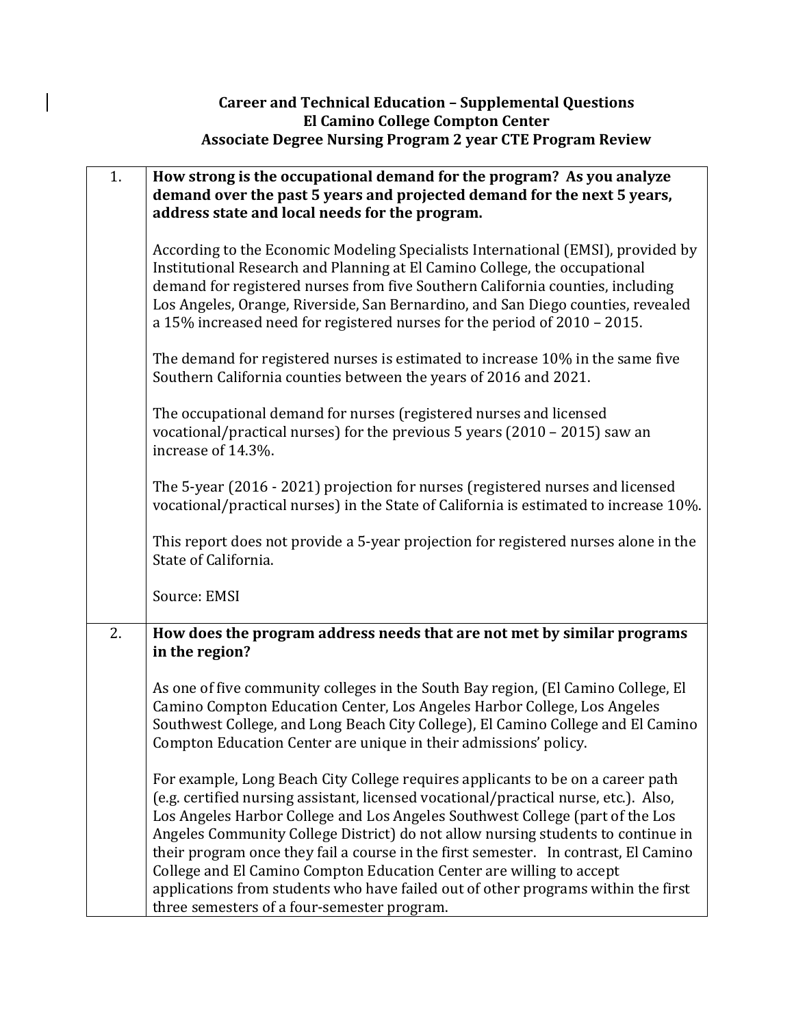**Career and Technical Education – Supplemental Questions**
**El Camino College Compton Center**
**Associate Degree Nursing Program 2 year CTE Program Review**

| | |
|---|---|
| 1. | **How strong is the occupational demand for the program? As you analyze demand over the past 5 years and projected demand for the next 5 years, address state and local needs for the program.**<br><br>According to the Economic Modeling Specialists International (EMSI), provided by Institutional Research and Planning at El Camino College, the occupational demand for registered nurses from five Southern California counties, including Los Angeles, Orange, Riverside, San Bernardino, and San Diego counties, revealed a 15% increased need for registered nurses for the period of 2010 – 2015.<br><br>The demand for registered nurses is estimated to increase 10% in the same five Southern California counties between the years of 2016 and 2021.<br><br>The occupational demand for nurses (registered nurses and licensed vocational/practical nurses) for the previous 5 years (2010 – 2015) saw an increase of 14.3%.<br><br>The 5-year (2016 - 2021) projection for nurses (registered nurses and licensed vocational/practical nurses) in the State of California is estimated to increase 10%.<br><br>This report does not provide a 5-year projection for registered nurses alone in the State of California.<br><br>Source: EMSI |
| 2. | **How does the program address needs that are not met by similar programs in the region?**<br><br>As one of five community colleges in the South Bay region, (El Camino College, El Camino Compton Education Center, Los Angeles Harbor College, Los Angeles Southwest College, and Long Beach City College), El Camino College and El Camino Compton Education Center are unique in their admissions' policy.<br><br>For example, Long Beach City College requires applicants to be on a career path (e.g. certified nursing assistant, licensed vocational/practical nurse, etc.). Also, Los Angeles Harbor College and Los Angeles Southwest College (part of the Los Angeles Community College District) do not allow nursing students to continue in their program once they fail a course in the first semester. In contrast, El Camino College and El Camino Compton Education Center are willing to accept applications from students who have failed out of other programs within the first three semesters of a four-semester program. |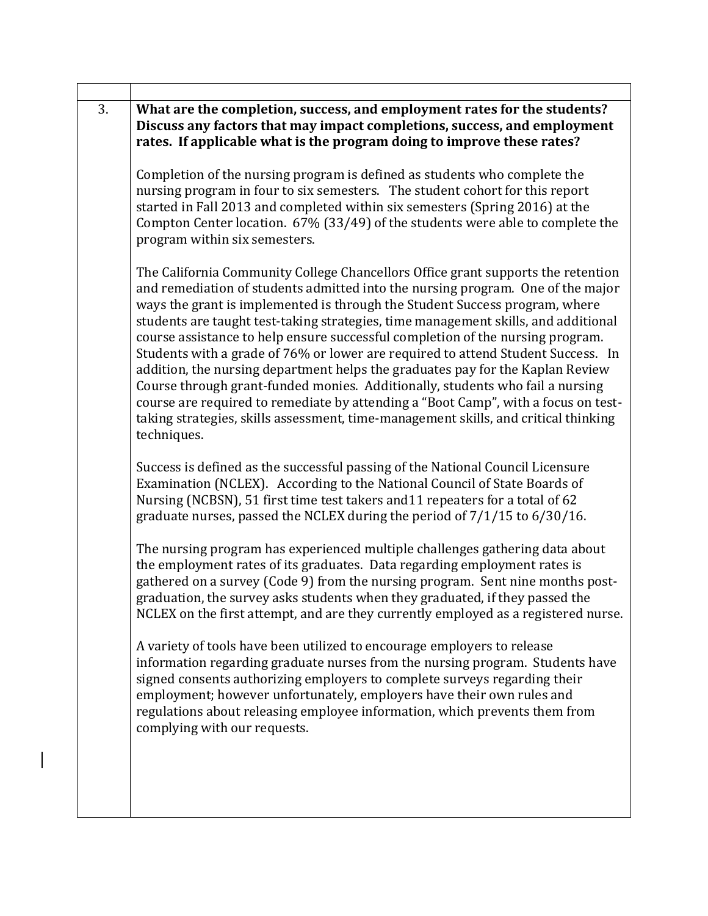| | |
|---|---|
| 3. | **What are the completion, success, and employment rates for the students? Discuss any factors that may impact completions, success, and employment rates. If applicable what is the program doing to improve these rates?**<br><br>Completion of the nursing program is defined as students who complete the nursing program in four to six semesters. The student cohort for this report started in Fall 2013 and completed within six semesters (Spring 2016) at the Compton Center location. 67% (33/49) of the students were able to complete the program within six semesters.<br><br>The California Community College Chancellors Office grant supports the retention and remediation of students admitted into the nursing program. One of the major ways the grant is implemented is through the Student Success program, where students are taught test-taking strategies, time management skills, and additional course assistance to help ensure successful completion of the nursing program. Students with a grade of 76% or lower are required to attend Student Success. In addition, the nursing department helps the graduates pay for the Kaplan Review Course through grant-funded monies. Additionally, students who fail a nursing course are required to remediate by attending a "Boot Camp", with a focus on test-taking strategies, skills assessment, time-management skills, and critical thinking techniques.<br><br>Success is defined as the successful passing of the National Council Licensure Examination (NCLEX). According to the National Council of State Boards of Nursing (NCBSN), 51 first time test takers and11 repeaters for a total of 62 graduate nurses, passed the NCLEX during the period of 7/1/15 to 6/30/16.<br><br>The nursing program has experienced multiple challenges gathering data about the employment rates of its graduates. Data regarding employment rates is gathered on a survey (Code 9) from the nursing program. Sent nine months post-graduation, the survey asks students when they graduated, if they passed the NCLEX on the first attempt, and are they currently employed as a registered nurse.<br><br>A variety of tools have been utilized to encourage employers to release information regarding graduate nurses from the nursing program. Students have signed consents authorizing employers to complete surveys regarding their employment; however unfortunately, employers have their own rules and regulations about releasing employee information, which prevents them from complying with our requests. |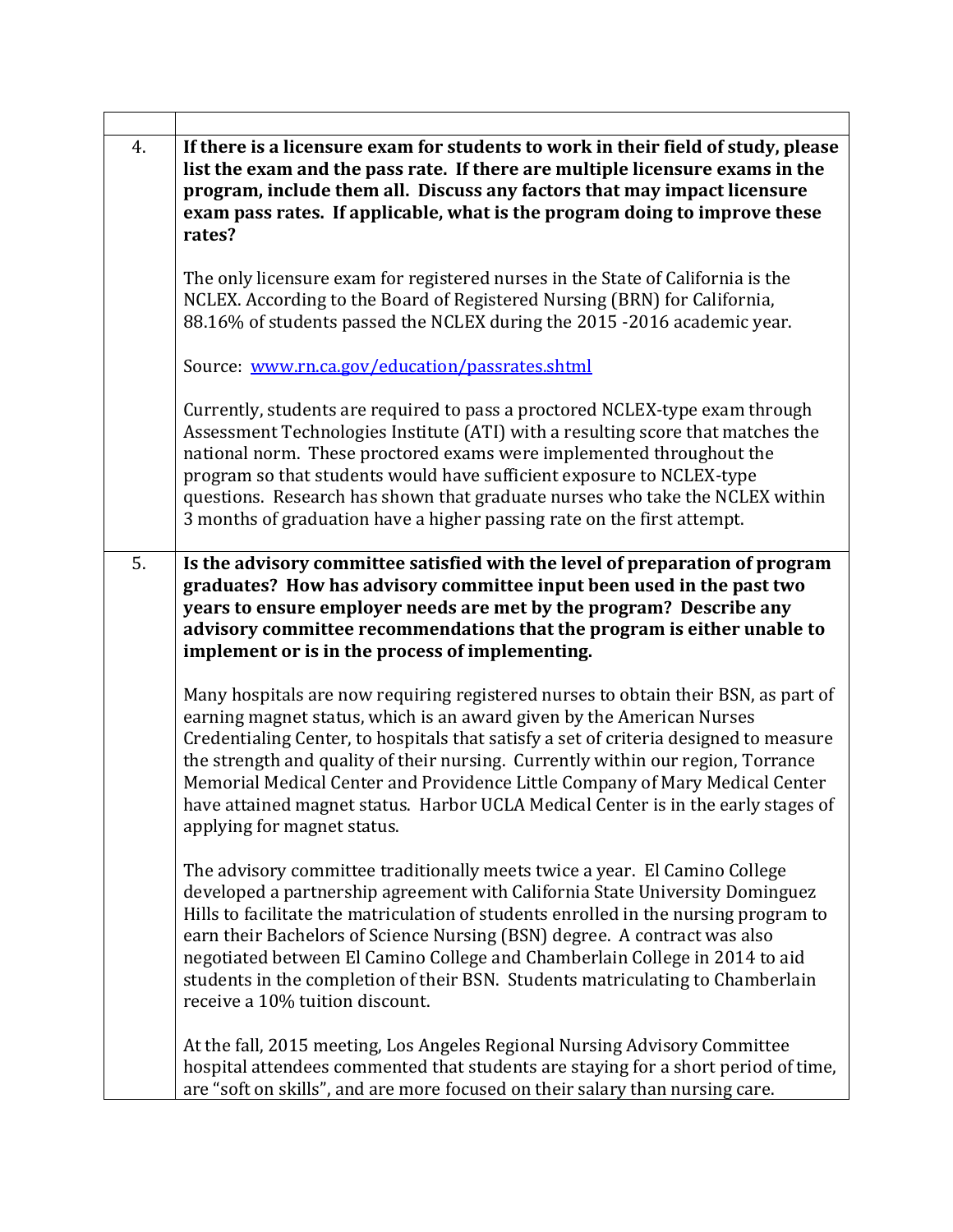| | |
|---|---|
| 4. | **If there is a licensure exam for students to work in their field of study, please list the exam and the pass rate. If there are multiple licensure exams in the program, include them all. Discuss any factors that may impact licensure exam pass rates. If applicable, what is the program doing to improve these rates?**<br><br>The only licensure exam for registered nurses in the State of California is the NCLEX. According to the Board of Registered Nursing (BRN) for California, 88.16% of students passed the NCLEX during the 2015 -2016 academic year.<br><br>Source: [www.rn.ca.gov/education/passrates.shtml](www.rn.ca.gov/education/passrates.shtml)<br><br>Currently, students are required to pass a proctored NCLEX-type exam through Assessment Technologies Institute (ATI) with a resulting score that matches the national norm. These proctored exams were implemented throughout the program so that students would have sufficient exposure to NCLEX-type questions. Research has shown that graduate nurses who take the NCLEX within 3 months of graduation have a higher passing rate on the first attempt. |
| 5. | **Is the advisory committee satisfied with the level of preparation of program graduates? How has advisory committee input been used in the past two years to ensure employer needs are met by the program? Describe any advisory committee recommendations that the program is either unable to implement or is in the process of implementing.**<br><br>Many hospitals are now requiring registered nurses to obtain their BSN, as part of earning magnet status, which is an award given by the American Nurses Credentialing Center, to hospitals that satisfy a set of criteria designed to measure the strength and quality of their nursing. Currently within our region, Torrance Memorial Medical Center and Providence Little Company of Mary Medical Center have attained magnet status. Harbor UCLA Medical Center is in the early stages of applying for magnet status.<br><br>The advisory committee traditionally meets twice a year. El Camino College developed a partnership agreement with California State University Dominguez Hills to facilitate the matriculation of students enrolled in the nursing program to earn their Bachelors of Science Nursing (BSN) degree. A contract was also negotiated between El Camino College and Chamberlain College in 2014 to aid students in the completion of their BSN. Students matriculating to Chamberlain receive a 10% tuition discount.<br><br>At the fall, 2015 meeting, Los Angeles Regional Nursing Advisory Committee hospital attendees commented that students are staying for a short period of time, are "soft on skills", and are more focused on their salary than nursing care. |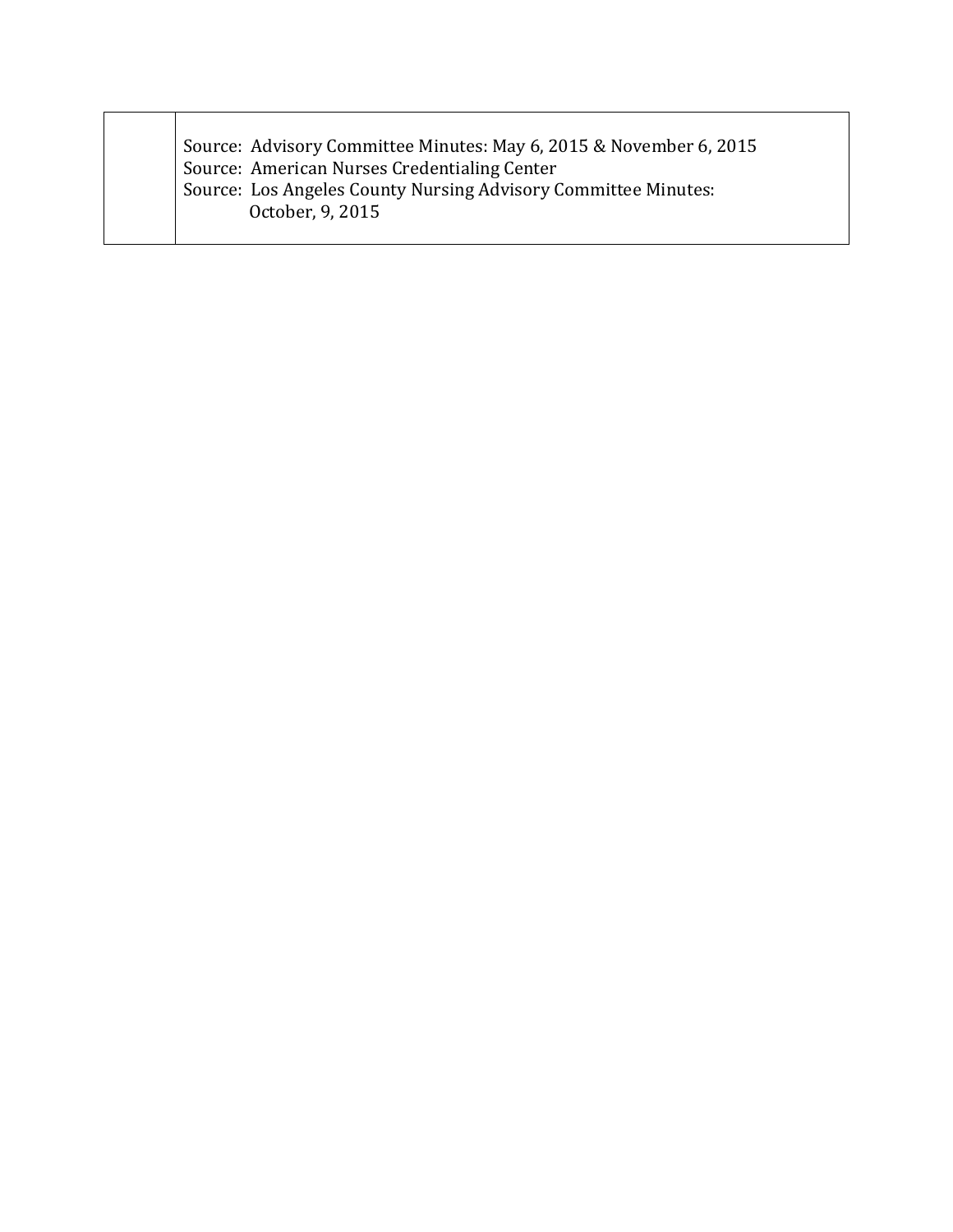| | |
|---|---|
| | Source: Advisory Committee Minutes: May 6, 2015 & November 6, 2015<br>Source: American Nurses Credentialing Center<br>Source: Los Angeles County Nursing Advisory Committee Minutes:<br>October, 9, 2015 |